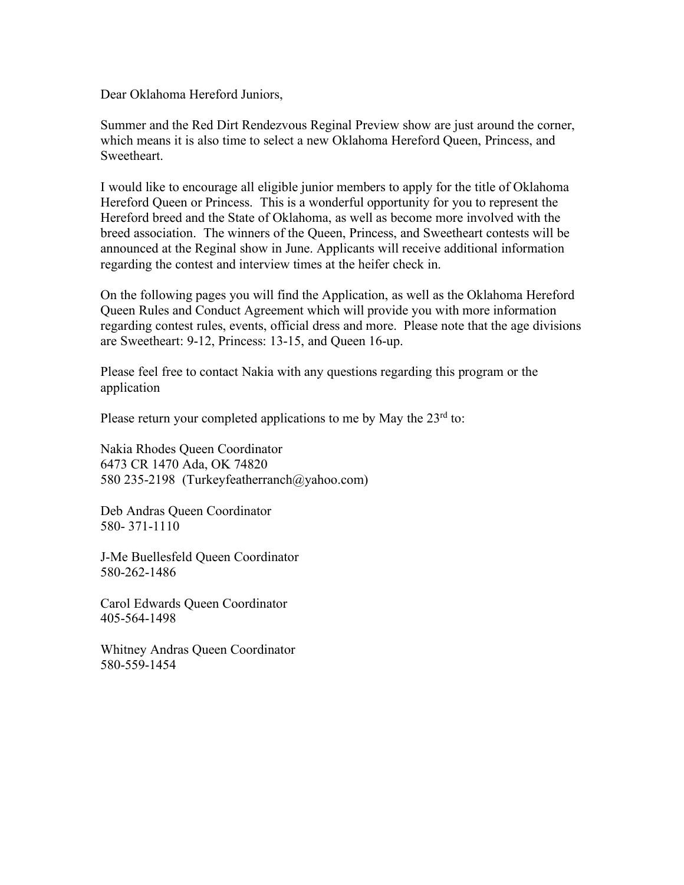Dear Oklahoma Hereford Juniors,

Summer and the Red Dirt Rendezvous Reginal Preview show are just around the corner, which means it is also time to select a new Oklahoma Hereford Queen, Princess, and Sweetheart.

I would like to encourage all eligible junior members to apply for the title of Oklahoma Hereford Queen or Princess. This is a wonderful opportunity for you to represent the Hereford breed and the State of Oklahoma, as well as become more involved with the breed association. The winners of the Queen, Princess, and Sweetheart contests will be announced at the Reginal show in June. Applicants will receive additional information regarding the contest and interview times at the heifer check in.

On the following pages you will find the Application, as well as the Oklahoma Hereford Queen Rules and Conduct Agreement which will provide you with more information regarding contest rules, events, official dress and more. Please note that the age divisions are Sweetheart: 9-12, Princess: 13-15, and Queen 16-up.

Please feel free to contact Nakia with any questions regarding this program or the application

Please return your completed applications to me by May the 23rd to:

Nakia Rhodes Queen Coordinator
6473 CR 1470 Ada, OK 74820
580 235-2198 (Turkeyfeatherranch@yahoo.com)

Deb Andras Queen Coordinator
580- 371-1110

J-Me Buellesfeld Queen Coordinator
580-262-1486

Carol Edwards Queen Coordinator
405-564-1498

Whitney Andras Queen Coordinator
580-559-1454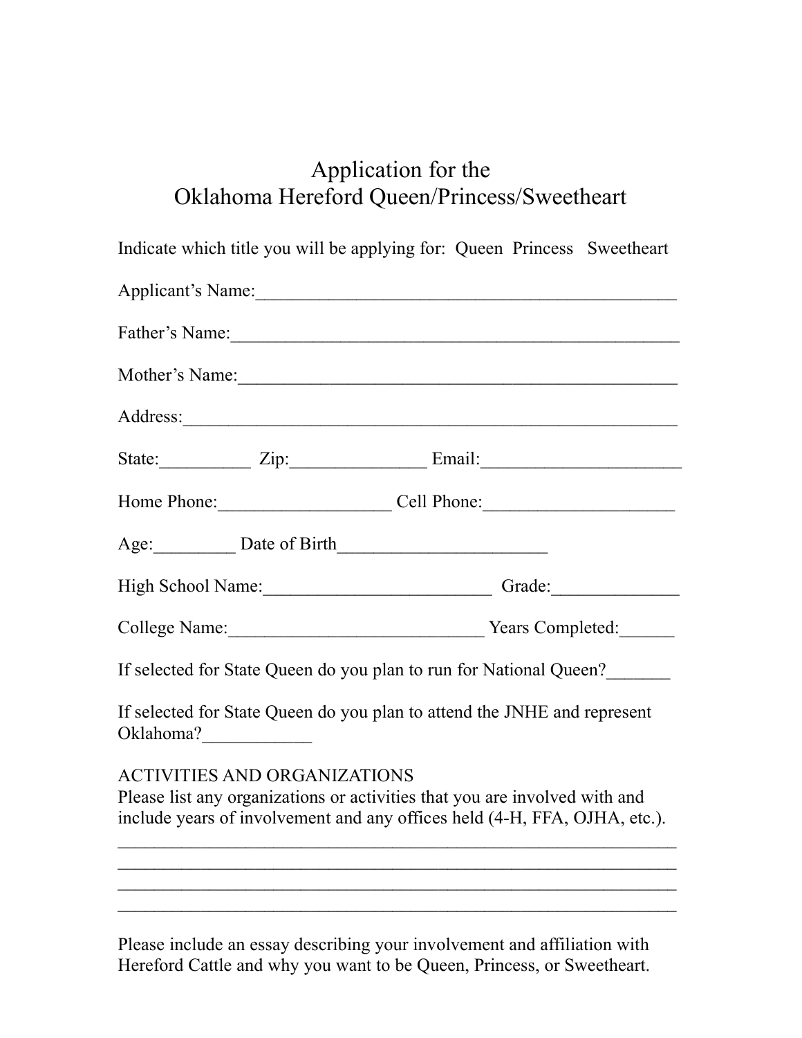# Application for the
# Oklahoma Hereford Queen/Princess/Sweetheart

Indicate which title you will be applying for: Queen Princess Sweetheart

Applicant's Name:_______________________________________________

Father's Name:_________________________________________________

Mother's Name:_________________________________________________

Address:______________________________________________________

State:__________ Zip:_______________ Email:______________________

Home Phone:___________________ Cell Phone:_____________________

Age:_________ Date of Birth_______________________

High School Name:_________________________ Grade:______________

College Name:____________________________ Years Completed:______

If selected for State Queen do you plan to run for National Queen?_______

If selected for State Queen do you plan to attend the JNHE and represent Oklahoma?____________

ACTIVITIES AND ORGANIZATIONS

Please list any organizations or activities that you are involved with and include years of involvement and any offices held (4-H, FFA, OJHA, etc.).

_________________________________________________________________

_________________________________________________________________

_________________________________________________________________

_________________________________________________________________

Please include an essay describing your involvement and affiliation with Hereford Cattle and why you want to be Queen, Princess, or Sweetheart.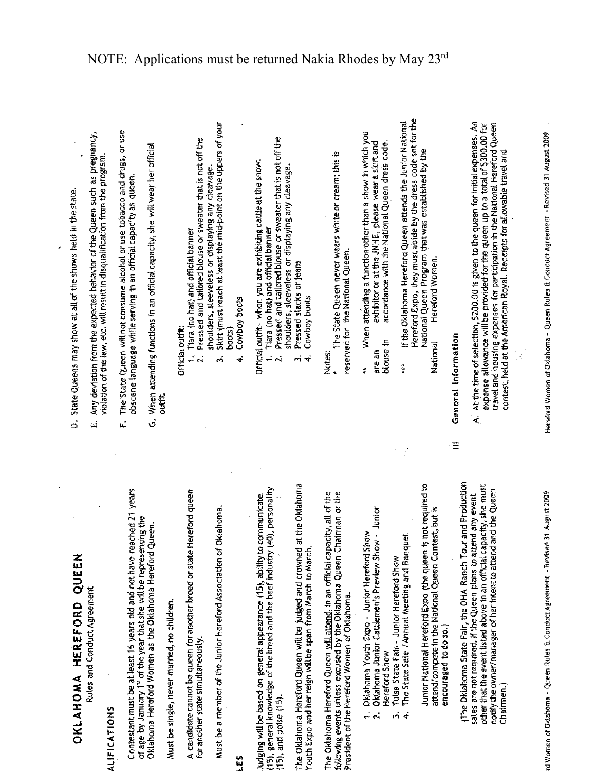NOTE: Applications must be returned Nakia Rhodes by May 23rd

# OKLAHOMA HEREFORD QUEEN

Rules and Conduct Agreement

## ALIFICATIONS

Contestant must be at least 16 years old and not have reached 21 years of age by January 1st of the year that she will be representing the Oklahoma Hereford Women as the Oklahoma Hereford Queen.

Must be single, never married, no children.

A candidate cannot be queen for another breed or state Hereford queen for another state simultaneously.

Must be a member of the Junior Hereford Association of Oklahoma.

## LES

Judging will be based on general appearance (15), ability to communicate (15), general knowledge of the breed and the beef industry (40), personality (15), and poise (15).

The Oklahoma Hereford Queen will be judged and crowned at the Oklahoma Youth Expo and her reign will be span from March to March.

The Oklahoma Hereford Queen will attend, in an official capacity, all of the following events unless excused by the Oklahoma Queen Chairman or the President of the Hereford Women of Oklahoma.

1. Oklahoma Youth Expo - Junior Hereford Show
2. Oklahoma Junior Cattlemen's Preview Show - Junior Hereford Show
3. Tulsa State Fair - Junior Hereford Show
4. The State Sale / Annual Meeting and Banquet

Junior National Hereford Expo (the queen is not required to attend/compete in the National Queen Contest, but is encouraged to do so.)

(The Oklahoma State Fair, the OHA Ranch Tour and Production sales are not required. If the Queen plans to attend any event other that the event listed above in an official capacity, she must notify the owner/manager of her intent to attend and the Queen Chairmen.)

D. State Queens may show at all of the shows held in the state.

E. Any deviation from the expected behavior of the Queen such as pregnancy, violation of the law, etc. will result in disqualification from the program.

F. The State Queen will not consume alcohol or use tobacco and drugs, or use obscene language while serving in an official capacity as queen.

G. When attending functions in an official capacity, she will wear her official outfit.

Official outfit:
1. Tiara (no hat) and official banner
2. Pressed and tailored blouse or sweater that is not off the shoulders, sleeveless or displaying any cleavage.
3. Skirt (must reach at least the mid-point on the uppers of your boots)
4. Cowboy boots

Official outfit - when you are exhibiting cattle at the show:
1. Tiara (no hat) and official banner
2. Pressed and tailored blouse or sweater that is not off the shoulders, sleeveless or displaying any cleavage.
3. Pressed slacks or jeans
4. Cowboy boots

Notes:

\* The State Queen never wears white or cream; this is reserved for the National Queen.

\*\* When attending a function other than a show in which you are an exhibitor or at the JNHE, please wear a skirt and blouse in accordance with the National Queen dress code.

\*\*\* If the Oklahoma Hereford Queen attends the Junior National Hereford Expo, they must abide by the dress code set for the National Queen Program that was established by the National Hereford Women.

## III General Information

A. At the time of selection, $200.00 is given to the queen for initial expenses. An expense allowance will be provided for the queen up to a total of $300.00 for travel and housing expenses for participation in the National Hereford Queen contest, held at the American Royal. Receipts for allowable travel and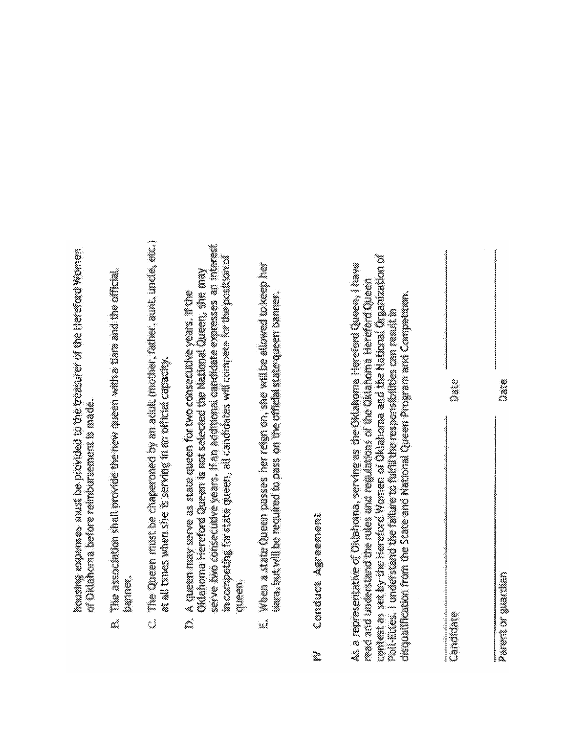housing expenses must be provided to the treasurer of the Hereford Women of Oklahoma before reimbursement is made.

B. The association shall provide the new queen with a tiara and the official banner.

C. The Queen must be chaperoned by an adult (mother, father, aunt, uncle, etc.) at all times when she is serving in an official capacity.

D. A queen may serve as state queen for two consecutive years. If the Oklahoma Hereford Queen is not selected the National Queen, she may serve two consecutive years. If an additional candidate expresses an interest in competing for state queen, all candidates will compete for the position of queen.

E. When a state Queen passes her reign on, she will be allowed to keep her tiara, but will be required to pass on the official state queen banner.

## IV. Conduct Agreement

As a representative of Oklahoma, serving as the Oklahoma Hereford Queen, I have read and understand the rules and regulations of the Oklahoma Hereford Queen contest as set by the Hereford Women of Oklahoma and the National Organization of Poll-Ettes. I understand the failure to fulfill the responsibilities can result in disqualification from the State and National Queen Program and Competition.

______________________________ Date ______________

Candidate

______________________________ Date ______________

Parent or guardian